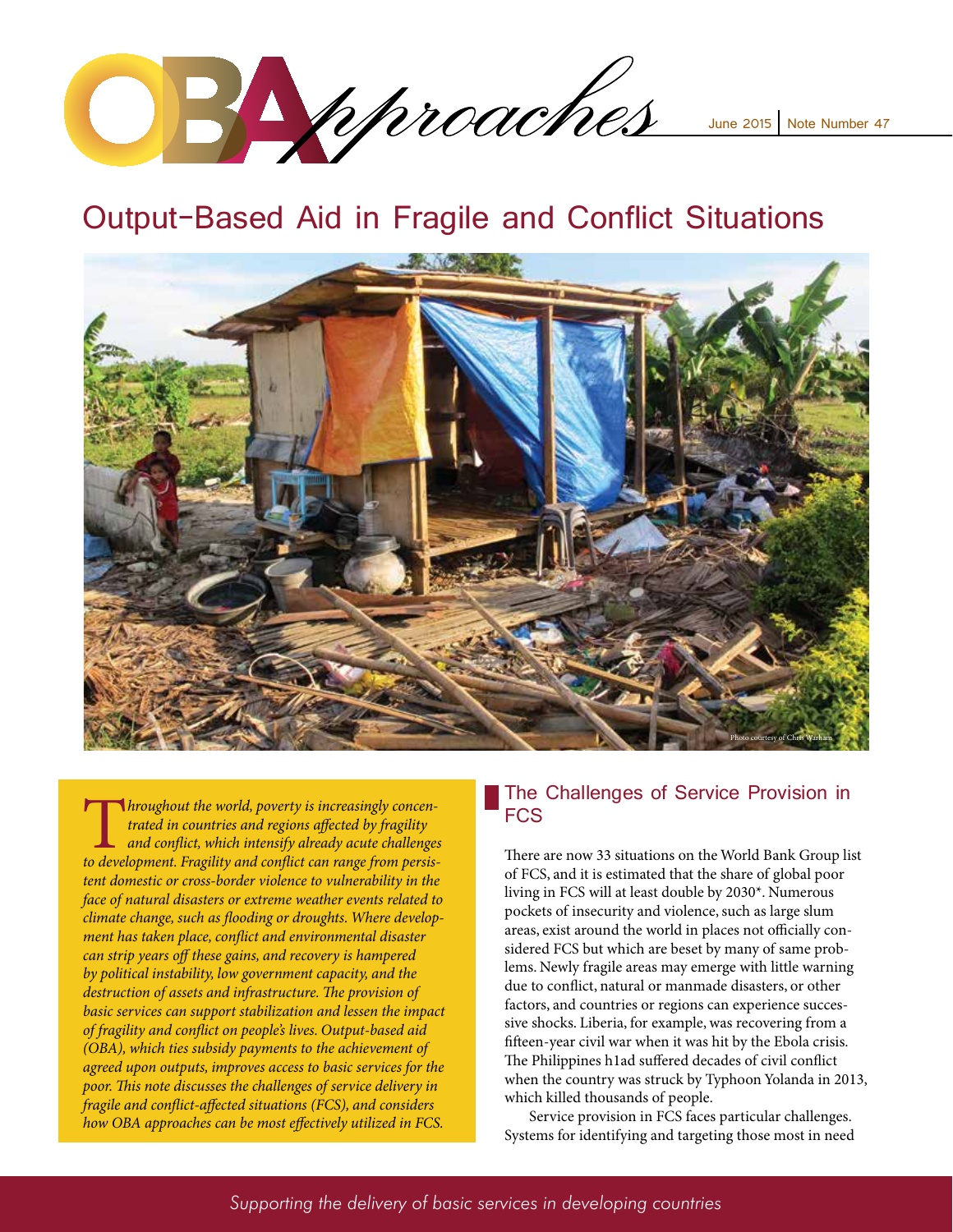OBApproaches

June 2015 | Note Number 47

# Output-Based Aid in Fragile and Conflict Situations

Photo courtesy of Chris Warham

*Throughout the world, poverty is increasingly concentrated in countries and regions affected by fragility and conflict, which intensify already acute challenges to development. Fragility and conflict can range from persistent domestic or cross-border violence to vulnerability in the face of natural disasters or extreme weather events related to climate change, such as flooding or droughts. Where development has taken place, conflict and environmental disaster can strip years off these gains, and recovery is hampered by political instability, low government capacity, and the destruction of assets and infrastructure. The provision of basic services can support stabilization and lessen the impact of fragility and conflict on people's lives. Output-based aid (OBA), which ties subsidy payments to the achievement of agreed upon outputs, improves access to basic services for the poor. This note discusses the challenges of service delivery in fragile and conflict-affected situations (FCS), and considers how OBA approaches can be most effectively utilized in FCS.*

## The Challenges of Service Provision in FCS

There are now 33 situations on the World Bank Group list of FCS, and it is estimated that the share of global poor living in FCS will at least double by 2030*. Numerous pockets of insecurity and violence, such as large slum areas, exist around the world in places not officially considered FCS but which are beset by many of same problems. Newly fragile areas may emerge with little warning due to conflict, natural or manmade disasters, or other factors, and countries or regions can experience successive shocks. Liberia, for example, was recovering from a fifteen-year civil war when it was hit by the Ebola crisis. The Philippines h1ad suffered decades of civil conflict when the country was struck by Typhoon Yolanda in 2013, which killed thousands of people.

Service provision in FCS faces particular challenges. Systems for identifying and targeting those most in need

*Supporting the delivery of basic services in developing countries*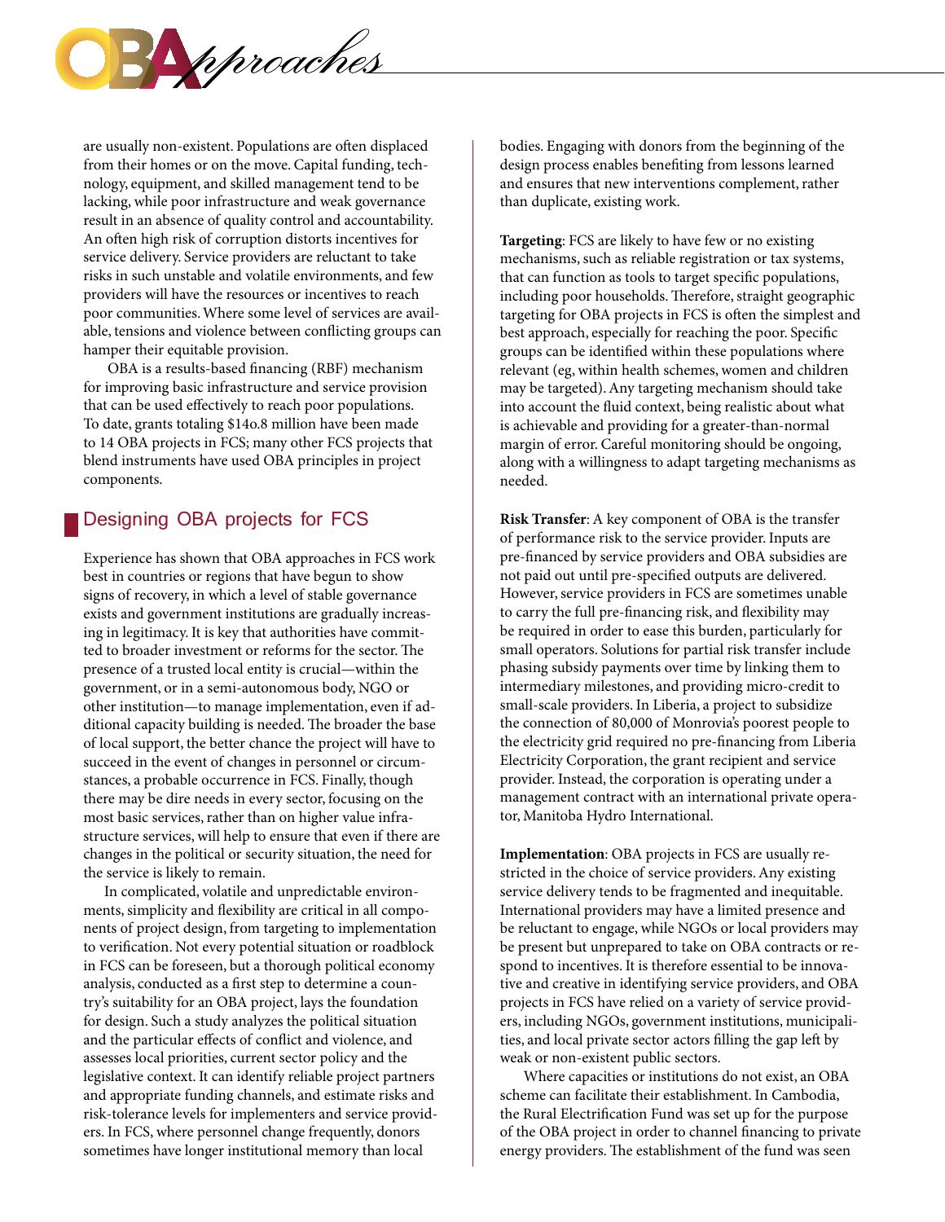are usually non-existent. Populations are often displaced from their homes or on the move. Capital funding, technology, equipment, and skilled management tend to be lacking, while poor infrastructure and weak governance result in an absence of quality control and accountability. An often high risk of corruption distorts incentives for service delivery. Service providers are reluctant to take risks in such unstable and volatile environments, and few providers will have the resources or incentives to reach poor communities. Where some level of services are available, tensions and violence between conflicting groups can hamper their equitable provision.

OBA is a results-based financing (RBF) mechanism for improving basic infrastructure and service provision that can be used effectively to reach poor populations. To date, grants totaling $14o.8 million have been made to 14 OBA projects in FCS; many other FCS projects that blend instruments have used OBA principles in project components.

## Designing OBA projects for FCS

Experience has shown that OBA approaches in FCS work best in countries or regions that have begun to show signs of recovery, in which a level of stable governance exists and government institutions are gradually increasing in legitimacy. It is key that authorities have committed to broader investment or reforms for the sector. The presence of a trusted local entity is crucial—within the government, or in a semi-autonomous body, NGO or other institution—to manage implementation, even if additional capacity building is needed. The broader the base of local support, the better chance the project will have to succeed in the event of changes in personnel or circumstances, a probable occurrence in FCS. Finally, though there may be dire needs in every sector, focusing on the most basic services, rather than on higher value infrastructure services, will help to ensure that even if there are changes in the political or security situation, the need for the service is likely to remain.

In complicated, volatile and unpredictable environments, simplicity and flexibility are critical in all components of project design, from targeting to implementation to verification. Not every potential situation or roadblock in FCS can be foreseen, but a thorough political economy analysis, conducted as a first step to determine a country's suitability for an OBA project, lays the foundation for design. Such a study analyzes the political situation and the particular effects of conflict and violence, and assesses local priorities, current sector policy and the legislative context. It can identify reliable project partners and appropriate funding channels, and estimate risks and risk-tolerance levels for implementers and service providers. In FCS, where personnel change frequently, donors sometimes have longer institutional memory than local bodies. Engaging with donors from the beginning of the design process enables benefiting from lessons learned and ensures that new interventions complement, rather than duplicate, existing work.

**Targeting**: FCS are likely to have few or no existing mechanisms, such as reliable registration or tax systems, that can function as tools to target specific populations, including poor households. Therefore, straight geographic targeting for OBA projects in FCS is often the simplest and best approach, especially for reaching the poor. Specific groups can be identified within these populations where relevant (eg, within health schemes, women and children may be targeted). Any targeting mechanism should take into account the fluid context, being realistic about what is achievable and providing for a greater-than-normal margin of error. Careful monitoring should be ongoing, along with a willingness to adapt targeting mechanisms as needed.

**Risk Transfer**: A key component of OBA is the transfer of performance risk to the service provider. Inputs are pre-financed by service providers and OBA subsidies are not paid out until pre-specified outputs are delivered. However, service providers in FCS are sometimes unable to carry the full pre-financing risk, and flexibility may be required in order to ease this burden, particularly for small operators. Solutions for partial risk transfer include phasing subsidy payments over time by linking them to intermediary milestones, and providing micro-credit to small-scale providers. In Liberia, a project to subsidize the connection of 80,000 of Monrovia's poorest people to the electricity grid required no pre-financing from Liberia Electricity Corporation, the grant recipient and service provider. Instead, the corporation is operating under a management contract with an international private operator, Manitoba Hydro International.

**Implementation**: OBA projects in FCS are usually restricted in the choice of service providers. Any existing service delivery tends to be fragmented and inequitable. International providers may have a limited presence and be reluctant to engage, while NGOs or local providers may be present but unprepared to take on OBA contracts or respond to incentives. It is therefore essential to be innovative and creative in identifying service providers, and OBA projects in FCS have relied on a variety of service providers, including NGOs, government institutions, municipalities, and local private sector actors filling the gap left by weak or non-existent public sectors.

Where capacities or institutions do not exist, an OBA scheme can facilitate their establishment. In Cambodia, the Rural Electrification Fund was set up for the purpose of the OBA project in order to channel financing to private energy providers. The establishment of the fund was seen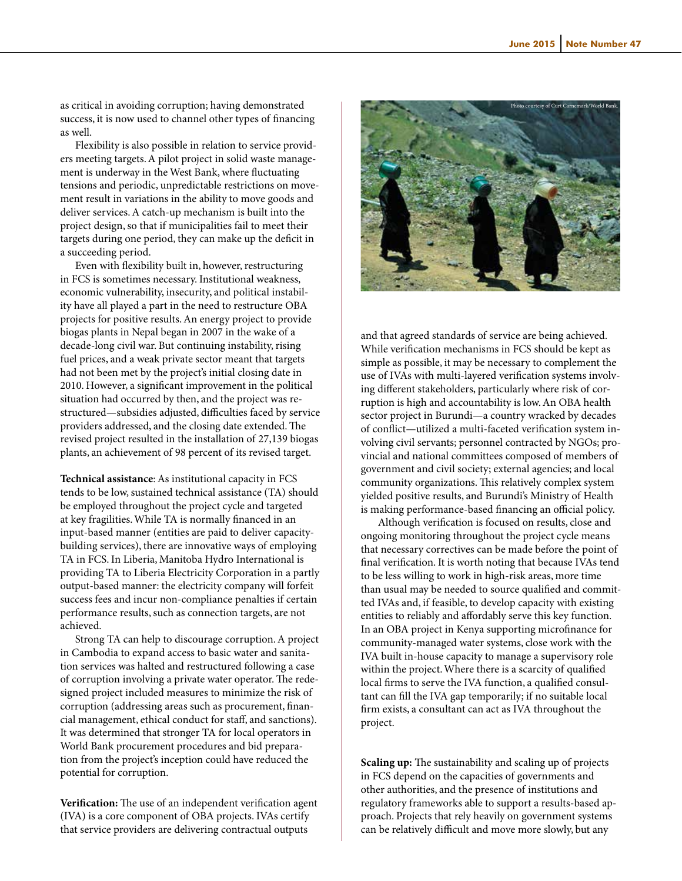as critical in avoiding corruption; having demonstrated success, it is now used to channel other types of financing as well.

Flexibility is also possible in relation to service providers meeting targets. A pilot project in solid waste management is underway in the West Bank, where fluctuating tensions and periodic, unpredictable restrictions on movement result in variations in the ability to move goods and deliver services. A catch-up mechanism is built into the project design, so that if municipalities fail to meet their targets during one period, they can make up the deficit in a succeeding period.

Even with flexibility built in, however, restructuring in FCS is sometimes necessary. Institutional weakness, economic vulnerability, insecurity, and political instability have all played a part in the need to restructure OBA projects for positive results. An energy project to provide biogas plants in Nepal began in 2007 in the wake of a decade-long civil war. But continuing instability, rising fuel prices, and a weak private sector meant that targets had not been met by the project's initial closing date in 2010. However, a significant improvement in the political situation had occurred by then, and the project was restructured—subsidies adjusted, difficulties faced by service providers addressed, and the closing date extended. The revised project resulted in the installation of 27,139 biogas plants, an achievement of 98 percent of its revised target.

**Technical assistance**: As institutional capacity in FCS tends to be low, sustained technical assistance (TA) should be employed throughout the project cycle and targeted at key fragilities. While TA is normally financed in an input-based manner (entities are paid to deliver capacity-building services), there are innovative ways of employing TA in FCS. In Liberia, Manitoba Hydro International is providing TA to Liberia Electricity Corporation in a partly output-based manner: the electricity company will forfeit success fees and incur non-compliance penalties if certain performance results, such as connection targets, are not achieved.

Strong TA can help to discourage corruption. A project in Cambodia to expand access to basic water and sanitation services was halted and restructured following a case of corruption involving a private water operator. The redesigned project included measures to minimize the risk of corruption (addressing areas such as procurement, financial management, ethical conduct for staff, and sanctions). It was determined that stronger TA for local operators in World Bank procurement procedures and bid preparation from the project's inception could have reduced the potential for corruption.

**Verification:** The use of an independent verification agent (IVA) is a core component of OBA projects. IVAs certify that service providers are delivering contractual outputs and that agreed standards of service are being achieved. While verification mechanisms in FCS should be kept as simple as possible, it may be necessary to complement the use of IVAs with multi-layered verification systems involving different stakeholders, particularly where risk of corruption is high and accountability is low. An OBA health sector project in Burundi—a country wracked by decades of conflict—utilized a multi-faceted verification system involving civil servants; personnel contracted by NGOs; provincial and national committees composed of members of government and civil society; external agencies; and local community organizations. This relatively complex system yielded positive results, and Burundi's Ministry of Health is making performance-based financing an official policy.

Although verification is focused on results, close and ongoing monitoring throughout the project cycle means that necessary correctives can be made before the point of final verification. It is worth noting that because IVAs tend to be less willing to work in high-risk areas, more time than usual may be needed to source qualified and committed IVAs and, if feasible, to develop capacity with existing entities to reliably and affordably serve this key function. In an OBA project in Kenya supporting microfinance for community-managed water systems, close work with the IVA built in-house capacity to manage a supervisory role within the project. Where there is a scarcity of qualified local firms to serve the IVA function, a qualified consultant can fill the IVA gap temporarily; if no suitable local firm exists, a consultant can act as IVA throughout the project.

Photo courtesy of Curt Carnemark/World Bank.

**Scaling up:** The sustainability and scaling up of projects in FCS depend on the capacities of governments and other authorities, and the presence of institutions and regulatory frameworks able to support a results-based approach. Projects that rely heavily on government systems can be relatively difficult and move more slowly, but any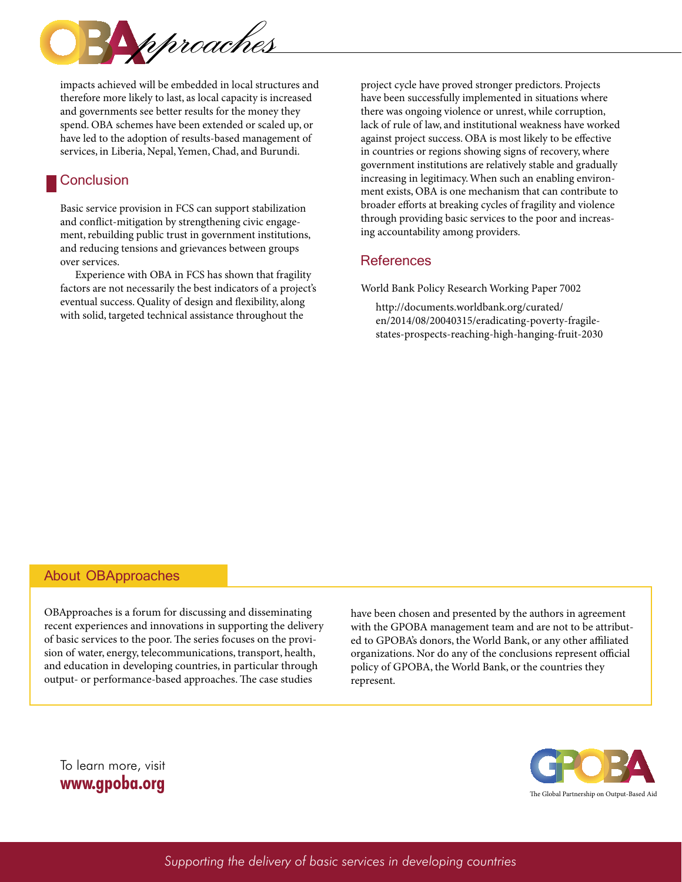impacts achieved will be embedded in local structures and therefore more likely to last, as local capacity is increased and governments see better results for the money they spend. OBA schemes have been extended or scaled up, or have led to the adoption of results-based management of services, in Liberia, Nepal, Yemen, Chad, and Burundi.

## Conclusion

Basic service provision in FCS can support stabilization and conflict-mitigation by strengthening civic engagement, rebuilding public trust in government institutions, and reducing tensions and grievances between groups over services.

Experience with OBA in FCS has shown that fragility factors are not necessarily the best indicators of a project's eventual success. Quality of design and flexibility, along with solid, targeted technical assistance throughout the project cycle have proved stronger predictors. Projects have been successfully implemented in situations where there was ongoing violence or unrest, while corruption, lack of rule of law, and institutional weakness have worked against project success. OBA is most likely to be effective in countries or regions showing signs of recovery, where government institutions are relatively stable and gradually increasing in legitimacy. When such an enabling environment exists, OBA is one mechanism that can contribute to broader efforts at breaking cycles of fragility and violence through providing basic services to the poor and increasing accountability among providers.

## References

World Bank Policy Research Working Paper 7002

http://documents.worldbank.org/curated/en/2014/08/20040315/eradicating-poverty-fragile-states-prospects-reaching-high-hanging-fruit-2030

## About OBApproaches

OBApproaches is a forum for discussing and disseminating recent experiences and innovations in supporting the delivery of basic services to the poor. The series focuses on the provision of water, energy, telecommunications, transport, health, and education in developing countries, in particular through output- or performance-based approaches. The case studies have been chosen and presented by the authors in agreement with the GPOBA management team and are not to be attributed to GPOBA's donors, the World Bank, or any other affiliated organizations. Nor do any of the conclusions represent official policy of GPOBA, the World Bank, or the countries they represent.

To learn more, visit
**www.gpoba.org**

The Global Partnership on Output-Based Aid

*Supporting the delivery of basic services in developing countries*